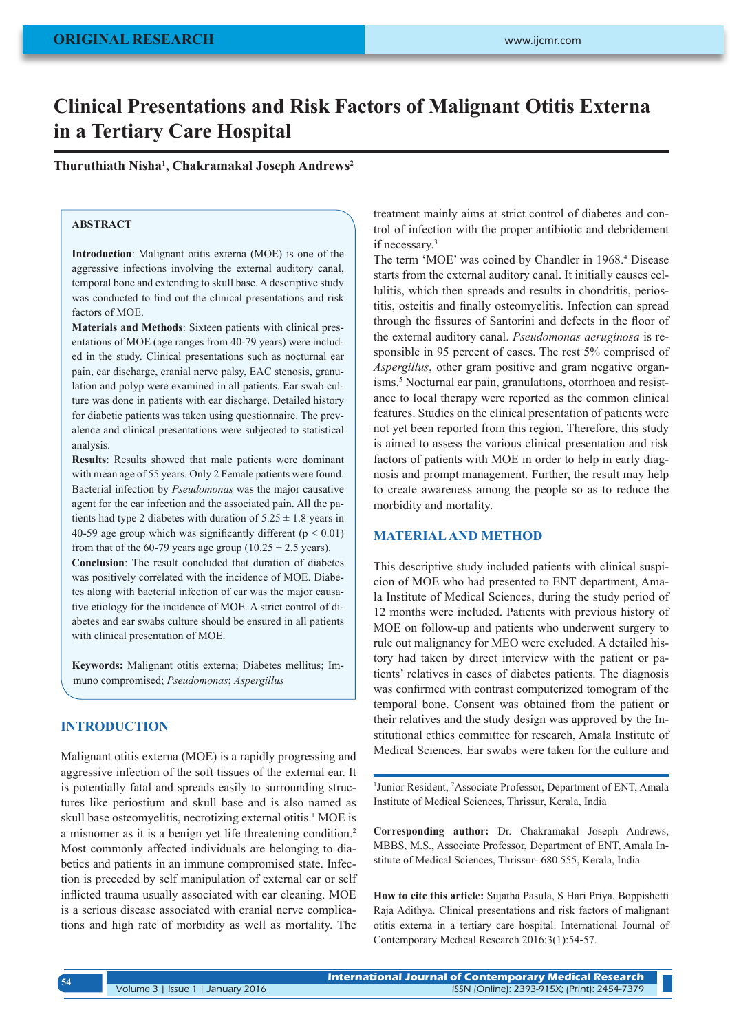ORIGINAL RESEARCH

# Clinical Presentations and Risk Factors of Malignant Otitis Externa in a Tertiary Care Hospital

**Thuruthiath Nisha[1], Chakramakal Joseph Andrews[2]**

## ABSTRACT

**Introduction**: Malignant otitis externa (MOE) is one of the aggressive infections involving the external auditory canal, temporal bone and extending to skull base. A descriptive study was conducted to find out the clinical presentations and risk factors of MOE.

**Materials and Methods**: Sixteen patients with clinical presentations of MOE (age ranges from 40-79 years) were included in the study. Clinical presentations such as nocturnal ear pain, ear discharge, cranial nerve palsy, EAC stenosis, granulation and polyp were examined in all patients. Ear swab culture was done in patients with ear discharge. Detailed history for diabetic patients was taken using questionnaire. The prevalence and clinical presentations were subjected to statistical analysis.

**Results**: Results showed that male patients were dominant with mean age of 55 years. Only 2 Female patients were found. Bacterial infection by *Pseudomonas* was the major causative agent for the ear infection and the associated pain. All the patients had type 2 diabetes with duration of $5.25 \pm 1.8$ years in 40-59 age group which was significantly different ($p < 0.01$) from that of the 60-79 years age group ($10.25 \pm 2.5$ years).

**Conclusion**: The result concluded that duration of diabetes was positively correlated with the incidence of MOE. Diabetes along with bacterial infection of ear was the major causative etiology for the incidence of MOE. A strict control of diabetes and ear swabs culture should be ensured in all patients with clinical presentation of MOE.

**Keywords:** Malignant otitis externa; Diabetes mellitus; Immuno compromised; *Pseudomonas*; *Aspergillus*

## INTRODUCTION

Malignant otitis externa (MOE) is a rapidly progressing and aggressive infection of the soft tissues of the external ear. It is potentially fatal and spreads easily to surrounding structures like periostium and skull base and is also named as skull base osteomyelitis, necrotizing external otitis.[1] MOE is a misnomer as it is a benign yet life threatening condition.[2] Most commonly affected individuals are belonging to diabetics and patients in an immune compromised state. Infection is preceded by self manipulation of external ear or self inflicted trauma usually associated with ear cleaning. MOE is a serious disease associated with cranial nerve complications and high rate of morbidity as well as mortality. The treatment mainly aims at strict control of diabetes and control of infection with the proper antibiotic and debridement if necessary.[3]

The term 'MOE' was coined by Chandler in 1968.[4] Disease starts from the external auditory canal. It initially causes cellulitis, which then spreads and results in chondritis, periostitis, osteitis and finally osteomyelitis. Infection can spread through the fissures of Santorini and defects in the floor of the external auditory canal. *Pseudomonas aeruginosa* is responsible in 95 percent of cases. The rest 5% comprised of *Aspergillus*, other gram positive and gram negative organisms.[5] Nocturnal ear pain, granulations, otorrhoea and resistance to local therapy were reported as the common clinical features. Studies on the clinical presentation of patients were not yet been reported from this region. Therefore, this study is aimed to assess the various clinical presentation and risk factors of patients with MOE in order to help in early diagnosis and prompt management. Further, the result may help to create awareness among the people so as to reduce the morbidity and mortality.

## MATERIAL AND METHOD

This descriptive study included patients with clinical suspicion of MOE who had presented to ENT department, Amala Institute of Medical Sciences, during the study period of 12 months were included. Patients with previous history of MOE on follow-up and patients who underwent surgery to rule out malignancy for MEO were excluded. A detailed history had taken by direct interview with the patient or patients' relatives in cases of diabetes patients. The diagnosis was confirmed with contrast computerized tomogram of the temporal bone. Consent was obtained from the patient or their relatives and the study design was approved by the Institutional ethics committee for research, Amala Institute of Medical Sciences. Ear swabs were taken for the culture and

[1]Junior Resident, [2]Associate Professor, Department of ENT, Amala Institute of Medical Sciences, Thrissur, Kerala, India

**Corresponding author:** Dr. Chakramakal Joseph Andrews, MBBS, M.S., Associate Professor, Department of ENT, Amala Institute of Medical Sciences, Thrissur- 680 555, Kerala, India

**How to cite this article:** Sujatha Pasula, S Hari Priya, Boppishetti Raja Adithya. Clinical presentations and risk factors of malignant otitis externa in a tertiary care hospital. International Journal of Contemporary Medical Research 2016;3(1):54-57.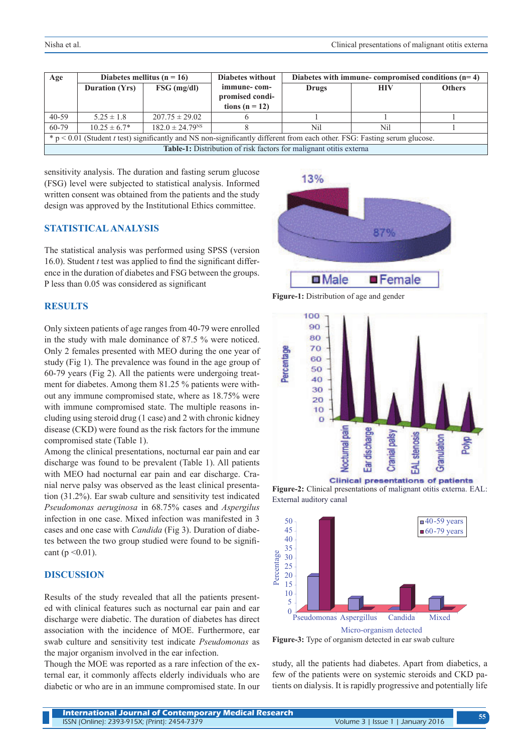| Age | Diabetes mellitus (n = 16) | | Diabetes without immune- compromised conditions (n = 12) | Diabetes with immune- compromised conditions (n= 4) | | |
|---|---|---|---|---|---|---|
| | Duration (Yrs) | FSG (mg/dl) | | Drugs | HIV | Others |
| 40-59 | 5.25 ± 1.8 | 207.75 ± 29.02 | 6 | 1 | 1 | 1 |
| 60-79 | 10.25 ± 6.7* | 182.0 ± 24.79$^{NS}$ | 8 | Nil | Nil | 1 |

\* p < 0.01 (Student *t* test) significantly and NS non-significantly different from each other. FSG: Fasting serum glucose.

**Table-1:** Distribution of risk factors for malignant otitis externa

sensitivity analysis. The duration and fasting serum glucose (FSG) level were subjected to statistical analysis. Informed written consent was obtained from the patients and the study design was approved by the Institutional Ethics committee.

## STATISTICAL ANALYSIS

The statistical analysis was performed using SPSS (version 16.0). Student *t* test was applied to find the significant difference in the duration of diabetes and FSG between the groups. P less than 0.05 was considered as significant

## RESULTS

Only sixteen patients of age ranges from 40-79 were enrolled in the study with male dominance of 87.5 % were noticed. Only 2 females presented with MEO during the one year of study (Fig 1). The prevalence was found in the age group of 60-79 years (Fig 2). All the patients were undergoing treatment for diabetes. Among them 81.25 % patients were without any immune compromised state, where as 18.75% were with immune compromised state. The multiple reasons including using steroid drug (1 case) and 2 with chronic kidney disease (CKD) were found as the risk factors for the immune compromised state (Table 1).

Among the clinical presentations, nocturnal ear pain and ear discharge was found to be prevalent (Table 1). All patients with MEO had nocturnal ear pain and ear discharge. Cranial nerve palsy was observed as the least clinical presentation (31.2%). Ear swab culture and sensitivity test indicated *Pseudomonas aeruginosa* in 68.75% cases and *Aspergilus* infection in one case. Mixed infection was manifested in 3 cases and one case with *Candida* (Fig 3). Duration of diabetes between the two group studied were found to be significant (p <0.01).

Figure-1: Distribution of age and gender

Figure-2: Clinical presentations of malignant otitis externa. EAL: External auditory canal

Figure-3: Type of organism detected in ear swab culture

## DISCUSSION

Results of the study revealed that all the patients presented with clinical features such as nocturnal ear pain and ear discharge were diabetic. The duration of diabetes has direct association with the incidence of MOE. Furthermore, ear swab culture and sensitivity test indicate *Pseudomonas* as the major organism involved in the ear infection.

Though the MOE was reported as a rare infection of the external ear, it commonly affects elderly individuals who are diabetic or who are in an immune compromised state. In our study, all the patients had diabetes. Apart from diabetics, a few of the patients were on systemic steroids and CKD patients on dialysis. It is rapidly progressive and potentially life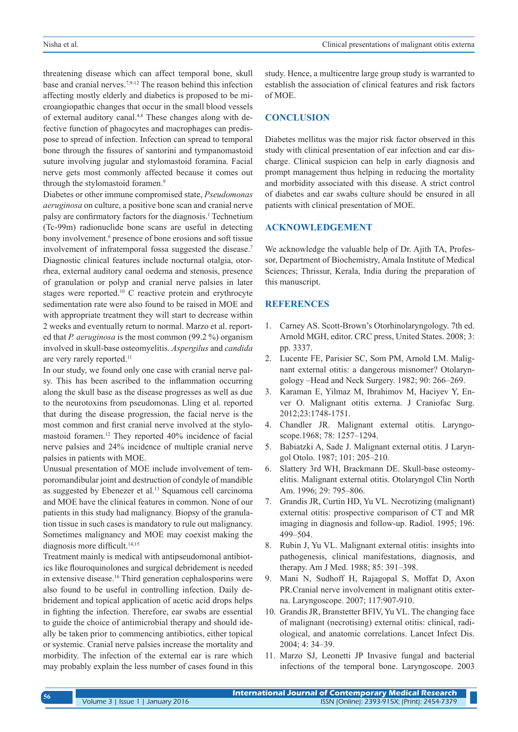threatening disease which can affect temporal bone, skull base and cranial nerves.[7,9-12] The reason behind this infection affecting mostly elderly and diabetics is proposed to be microangiopathic changes that occur in the small blood vessels of external auditory canal.[4,8] These changes along with defective function of phagocytes and macrophages can predispose to spread of infection. Infection can spread to temporal bone through the fissures of santorini and tympanomastoid suture involving jugular and stylomastoid foramina. Facial nerve gets most commonly affected because it comes out through the stylomastoid foramen.[9]

Diabetes or other immune compromised state, *Pseudomonas aeruginosa* on culture, a positive bone scan and cranial nerve palsy are confirmatory factors for the diagnosis.[1] Technetium (Tc-99m) radionuclide bone scans are useful in detecting bony involvement.[6] presence of bone erosions and soft tissue involvement of infratemporal fossa suggested the disease.[7] Diagnostic clinical features include nocturnal otalgia, otorrhea, external auditory canal oedema and stenosis, presence of granulation or polyp and cranial nerve palsies in later stages were reported.[10] C reactive protein and erythrocyte sedimentation rate were also found to be raised in MOE and with appropriate treatment they will start to decrease within 2 weeks and eventually return to normal. Marzo et al. reported that *P. aeruginosa* is the most common (99.2 %) organism involved in skull-base osteomyelitis. *Aspergilus* and *candida* are very rarely reported.[11]

In our study, we found only one case with cranial nerve palsy. This has been ascribed to the inflammation occurring along the skull base as the disease progresses as well as due to the neurotoxins from pseudomonas. Lling et al. reported that during the disease progression, the facial nerve is the most common and first cranial nerve involved at the stylomastoid foramen.[12] They reported 40% incidence of facial nerve palsies and 24% incidence of multiple cranial nerve palsies in patients with MOE.

Unusual presentation of MOE include involvement of temporomandibular joint and destruction of condyle of mandible as suggested by Ebenezer et al.[13] Squamous cell carcinoma and MOE have the clinical features in common. None of our patients in this study had malignancy. Biopsy of the granulation tissue in such cases is mandatory to rule out malignancy. Sometimes malignancy and MOE may coexist making the diagnosis more difficult.[14,15]

Treatment mainly is medical with antipseudomonal antibiotics like flouroquinolones and surgical debridement is needed in extensive disease.[16] Third generation cephalosporins were also found to be useful in controlling infection. Daily debridement and topical application of acetic acid drops helps in fighting the infection. Therefore, ear swabs are essential to guide the choice of antimicrobial therapy and should ideally be taken prior to commencing antibiotics, either topical or systemic. Cranial nerve palsies increase the mortality and morbidity. The infection of the external ear is rare which may probably explain the less number of cases found in this study. Hence, a multicentre large group study is warranted to establish the association of clinical features and risk factors of MOE.

## CONCLUSION

Diabetes mellitus was the major risk factor observed in this study with clinical presentation of ear infection and ear discharge. Clinical suspicion can help in early diagnosis and prompt management thus helping in reducing the mortality and morbidity associated with this disease. A strict control of diabetes and ear swabs culture should be ensured in all patients with clinical presentation of MOE.

## ACKNOWLEDGEMENT

We acknowledge the valuable help of Dr. Ajith TA, Professor, Department of Biochemistry, Amala Institute of Medical Sciences; Thrissur, Kerala, India during the preparation of this manuscript.

## REFERENCES

1. Carney AS. Scott-Brown's Otorhinolaryngology. 7th ed. Arnold MGH, editor. CRC press, United States. 2008; 3: pp. 3337.
2. Lucente FE, Parisier SC, Som PM, Arnold LM. Malignant external otitis: a dangerous misnomer? Otolaryngology –Head and Neck Surgery. 1982; 90: 266–269.
3. Karaman E, Yilmaz M, Ibrahimov M, Haciyev Y, Enver O. Malignant otitis externa. J Craniofac Surg. 2012;23:1748-1751.
4. Chandler JR. Malignant external otitis. Laryngoscope.1968; 78: 1257–1294.
5. Babiatzki A, Sade J. Malignant external otitis. J Laryngol Otolo. 1987; 101: 205–210.
6. Slattery 3rd WH, Brackmann DE. Skull-base osteomyelitis. Malignant external otitis. Otolaryngol Clin North Am. 1996; 29: 795–806.
7. Grandis JR, Curtin HD, Yu VL. Necrotizing (malignant) external otitis: prospective comparison of CT and MR imaging in diagnosis and follow-up. Radiol. 1995; 196: 499–504.
8. Rubin J, Yu VL. Malignant external otitis: insights into pathogenesis, clinical manifestations, diagnosis, and therapy. Am J Med. 1988; 85: 391–398.
9. Mani N, Sudhoff H, Rajagopal S, Moffat D, Axon PR.Cranial nerve involvement in malignant otitis externa. Laryngoscope. 2007; 117:907-910.
10. Grandis JR, Branstetter BFIV, Yu VL. The changing face of malignant (necrotising) external otitis: clinical, radiological, and anatomic correlations. Lancet Infect Dis. 2004; 4: 34–39.
11. Marzo SJ, Leonetti JP Invasive fungal and bacterial infections of the temporal bone. Laryngoscope. 2003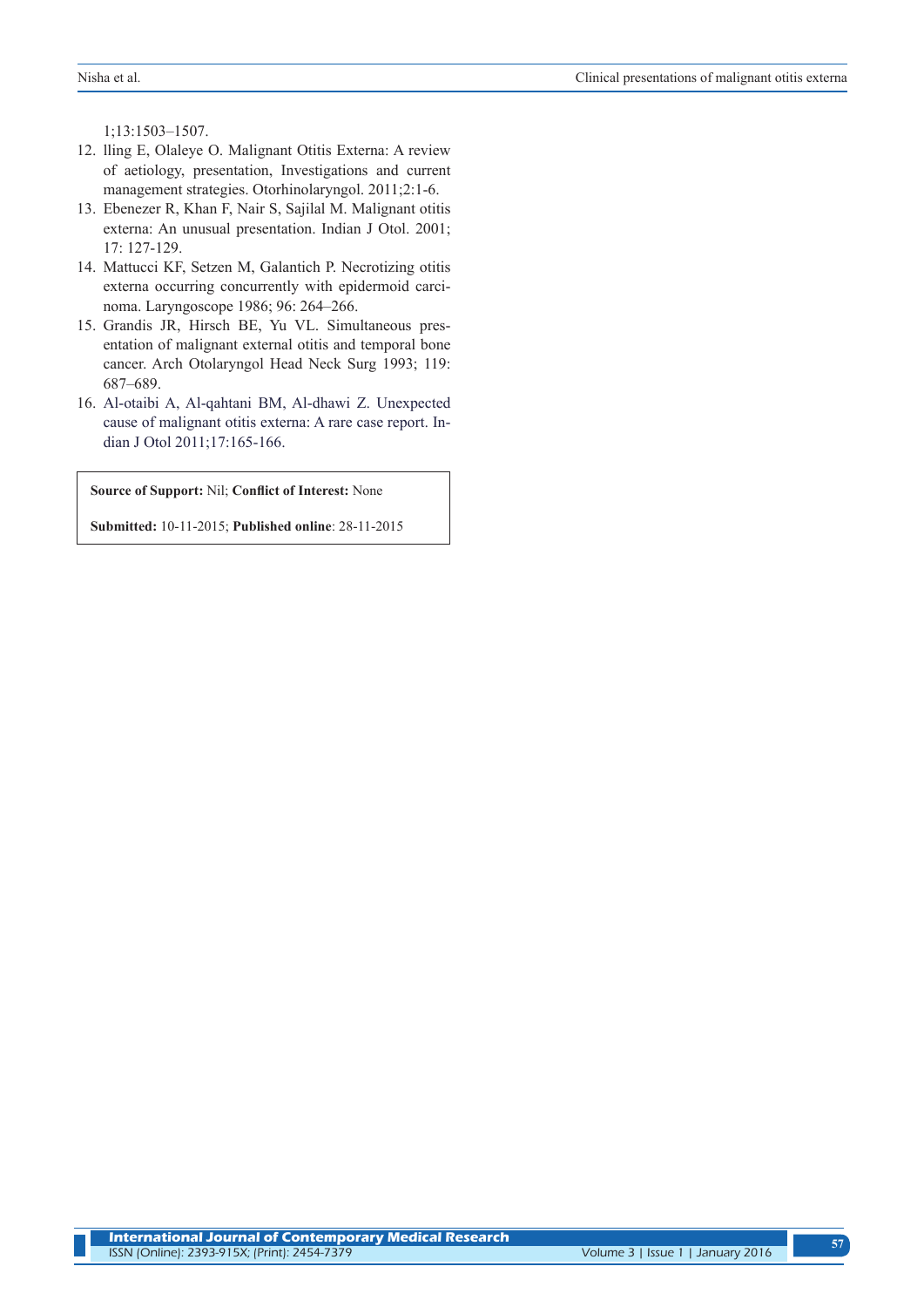1;13:1503–1507.

12. lling E, Olaleye O. Malignant Otitis Externa: A review of aetiology, presentation, Investigations and current management strategies. Otorhinolaryngol. 2011;2:1-6.
13. Ebenezer R, Khan F, Nair S, Sajilal M. Malignant otitis externa: An unusual presentation. Indian J Otol. 2001; 17: 127-129.
14. Mattucci KF, Setzen M, Galantich P. Necrotizing otitis externa occurring concurrently with epidermoid carcinoma. Laryngoscope 1986; 96: 264–266.
15. Grandis JR, Hirsch BE, Yu VL. Simultaneous presentation of malignant external otitis and temporal bone cancer. Arch Otolaryngol Head Neck Surg 1993; 119: 687–689.
16. Al-otaibi A, Al-qahtani BM, Al-dhawi Z. Unexpected cause of malignant otitis externa: A rare case report. Indian J Otol 2011;17:165-166.

**Source of Support:** Nil; **Conflict of Interest:** None

**Submitted:** 10-11-2015; **Published online**: 28-11-2015